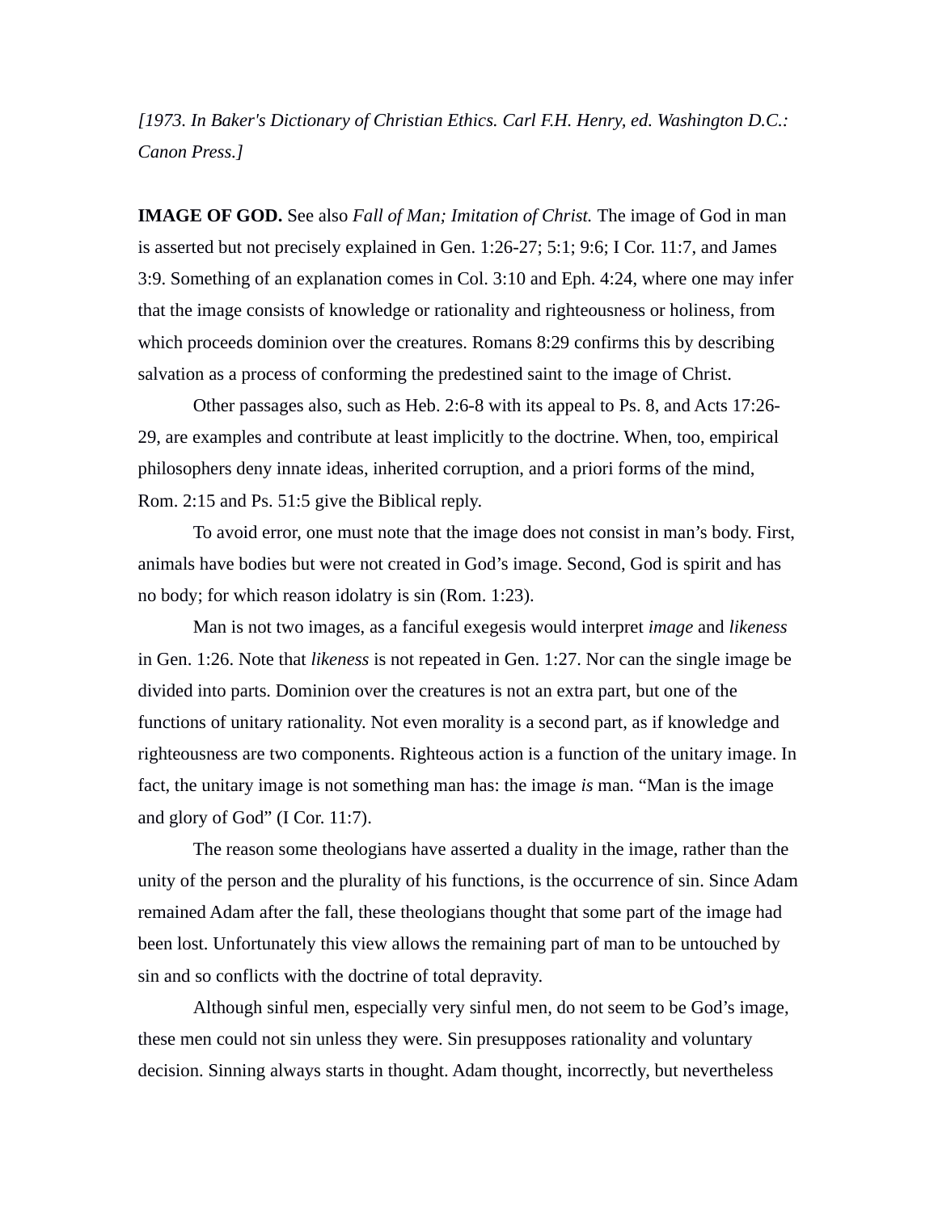*[1973. In Baker's Dictionary of Christian Ethics. Carl F.H. Henry, ed. Washington D.C.: Canon Press.]*

**IMAGE OF GOD.** See also *Fall of Man; Imitation of Christ.* The image of God in man is asserted but not precisely explained in Gen. 1:26-27; 5:1; 9:6; I Cor. 11:7, and James 3:9. Something of an explanation comes in Col. 3:10 and Eph. 4:24, where one may infer that the image consists of knowledge or rationality and righteousness or holiness, from which proceeds dominion over the creatures. Romans 8:29 confirms this by describing salvation as a process of conforming the predestined saint to the image of Christ.

Other passages also, such as Heb. 2:6-8 with its appeal to Ps. 8, and Acts 17:26-29, are examples and contribute at least implicitly to the doctrine. When, too, empirical philosophers deny innate ideas, inherited corruption, and a priori forms of the mind, Rom. 2:15 and Ps. 51:5 give the Biblical reply.

To avoid error, one must note that the image does not consist in man's body. First, animals have bodies but were not created in God's image. Second, God is spirit and has no body; for which reason idolatry is sin (Rom. 1:23).

Man is not two images, as a fanciful exegesis would interpret *image* and *likeness* in Gen. 1:26. Note that *likeness* is not repeated in Gen. 1:27. Nor can the single image be divided into parts. Dominion over the creatures is not an extra part, but one of the functions of unitary rationality. Not even morality is a second part, as if knowledge and righteousness are two components. Righteous action is a function of the unitary image. In fact, the unitary image is not something man has: the image *is* man. "Man is the image and glory of God" (I Cor. 11:7).

The reason some theologians have asserted a duality in the image, rather than the unity of the person and the plurality of his functions, is the occurrence of sin. Since Adam remained Adam after the fall, these theologians thought that some part of the image had been lost. Unfortunately this view allows the remaining part of man to be untouched by sin and so conflicts with the doctrine of total depravity.

Although sinful men, especially very sinful men, do not seem to be God's image, these men could not sin unless they were. Sin presupposes rationality and voluntary decision. Sinning always starts in thought. Adam thought, incorrectly, but nevertheless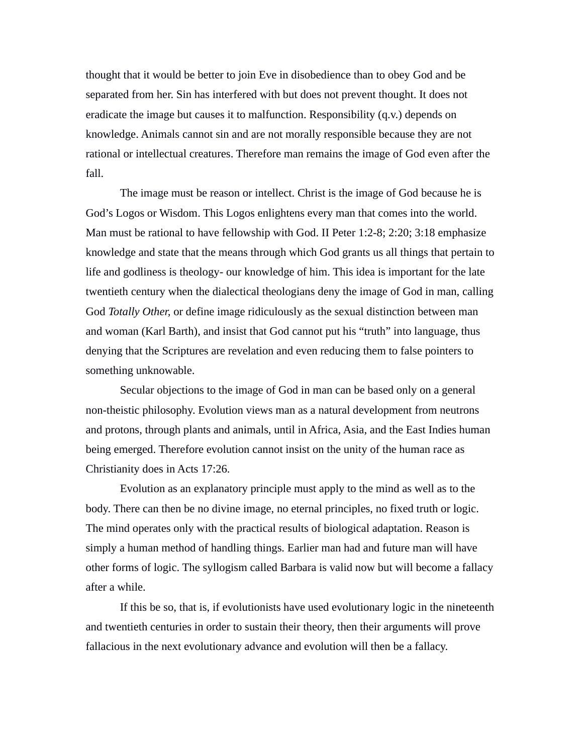thought that it would be better to join Eve in disobedience than to obey God and be separated from her. Sin has interfered with but does not prevent thought. It does not eradicate the image but causes it to malfunction. Responsibility (q.v.) depends on knowledge. Animals cannot sin and are not morally responsible because they are not rational or intellectual creatures. Therefore man remains the image of God even after the fall.

The image must be reason or intellect. Christ is the image of God because he is God's Logos or Wisdom. This Logos enlightens every man that comes into the world. Man must be rational to have fellowship with God. II Peter 1:2-8; 2:20; 3:18 emphasize knowledge and state that the means through which God grants us all things that pertain to life and godliness is theology- our knowledge of him. This idea is important for the late twentieth century when the dialectical theologians deny the image of God in man, calling God *Totally Other,* or define image ridiculously as the sexual distinction between man and woman (Karl Barth), and insist that God cannot put his "truth" into language, thus denying that the Scriptures are revelation and even reducing them to false pointers to something unknowable.

Secular objections to the image of God in man can be based only on a general non-theistic philosophy. Evolution views man as a natural development from neutrons and protons, through plants and animals, until in Africa, Asia, and the East Indies human being emerged. Therefore evolution cannot insist on the unity of the human race as Christianity does in Acts 17:26.

Evolution as an explanatory principle must apply to the mind as well as to the body. There can then be no divine image, no eternal principles, no fixed truth or logic. The mind operates only with the practical results of biological adaptation. Reason is simply a human method of handling things. Earlier man had and future man will have other forms of logic. The syllogism called Barbara is valid now but will become a fallacy after a while.

If this be so, that is, if evolutionists have used evolutionary logic in the nineteenth and twentieth centuries in order to sustain their theory, then their arguments will prove fallacious in the next evolutionary advance and evolution will then be a fallacy.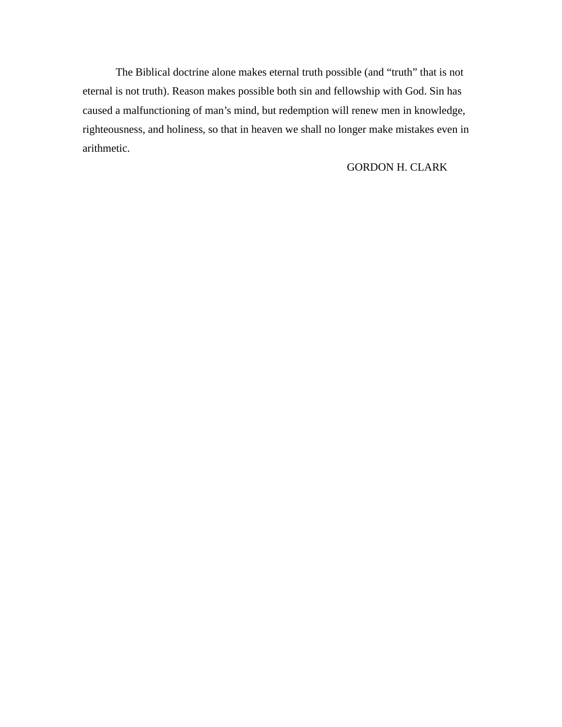The Biblical doctrine alone makes eternal truth possible (and "truth" that is not eternal is not truth). Reason makes possible both sin and fellowship with God. Sin has caused a malfunctioning of man's mind, but redemption will renew men in knowledge, righteousness, and holiness, so that in heaven we shall no longer make mistakes even in arithmetic.

GORDON H. CLARK